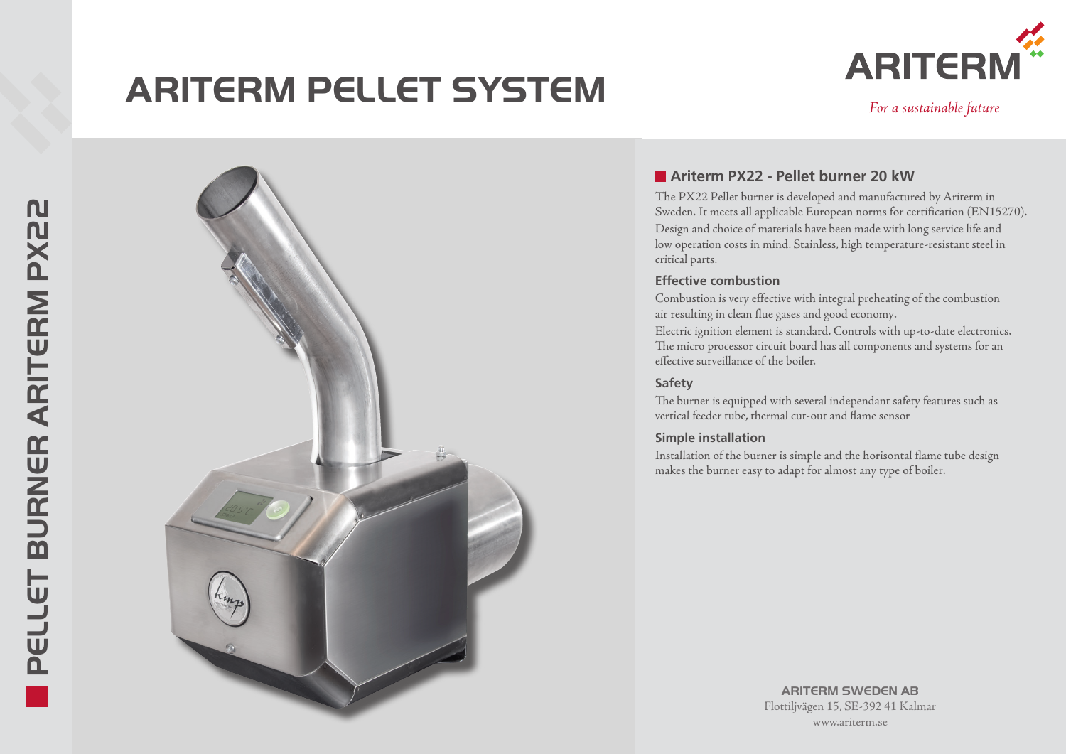# ARITERM PELLET SYSTEM

ARITERM

*For a sustainable future*

PELLET BURNER ARITERM PX22

## Ariterm PX22 - Pellet burner 20 kW

The PX22 Pellet burner is developed and manufactured by Ariterm in Sweden. It meets all applicable European norms for certification (EN15270). Design and choice of materials have been made with long service life and low operation costs in mind. Stainless, high temperature-resistant steel in critical parts.

### Effective combustion

Combustion is very effective with integral preheating of the combustion air resulting in clean flue gases and good economy.

Electric ignition element is standard. Controls with up-to-date electronics. The micro processor circuit board has all components and systems for an effective surveillance of the boiler.

### Safety

The burner is equipped with several independant safety features such as vertical feeder tube, thermal cut-out and flame sensor

### Simple installation

Installation of the burner is simple and the horisontal flame tube design makes the burner easy to adapt for almost any type of boiler.

**ARITERM SWEDEN AB**
Flottiljvägen 15, SE-392 41 Kalmar
www.ariterm.se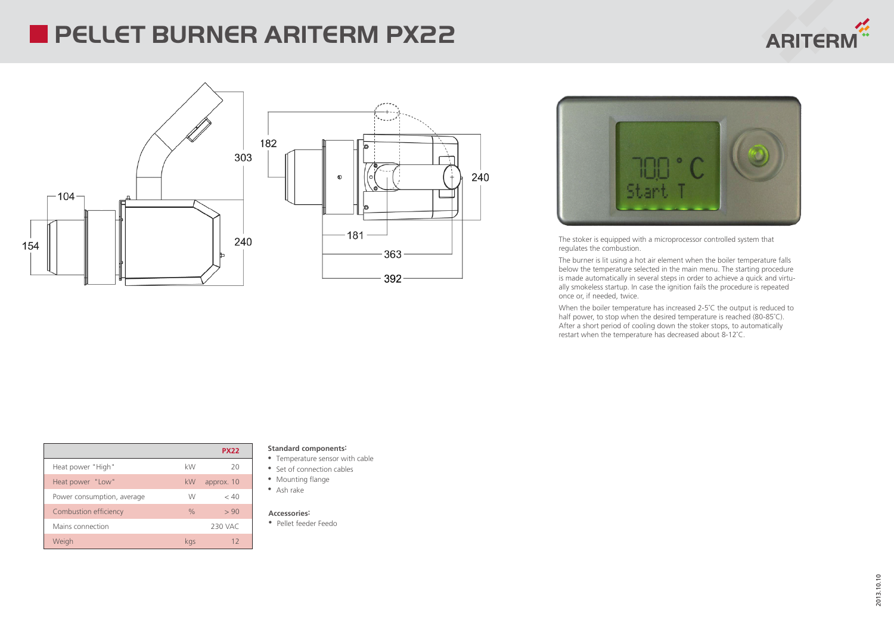# PELLET BURNER ARITERM PX22

104
154
303
240
182
181
363
392
240

70.0 °C
Start T

The stoker is equipped with a microprocessor controlled system that regulates the combustion.

The burner is lit using a hot air element when the boiler temperature falls below the temperature selected in the main menu. The starting procedure is made automatically in several steps in order to achieve a quick and virtually smokeless startup. In case the ignition fails the procedure is repeated once or, if needed, twice.

When the boiler temperature has increased 2-5°C the output is reduced to half power, to stop when the desired temperature is reached (80-85°C). After a short period of cooling down the stoker stops, to automatically restart when the temperature has decreased about 8-12°C.

| | | PX22 |
|---|---|---|
| Heat power "High" | kW | 20 |
| Heat power "Low" | kW | approx. 10 |
| Power consumption, average | W | < 40 |
| Combustion efficiency | % | > 90 |
| Mains connection | | 230 VAC |
| Weigh | kgs | 12 |

**Standard components:**

- Temperature sensor with cable
- Set of connection cables
- Mounting flange
- Ash rake

**Accessories:**

- Pellet feeder Feedo